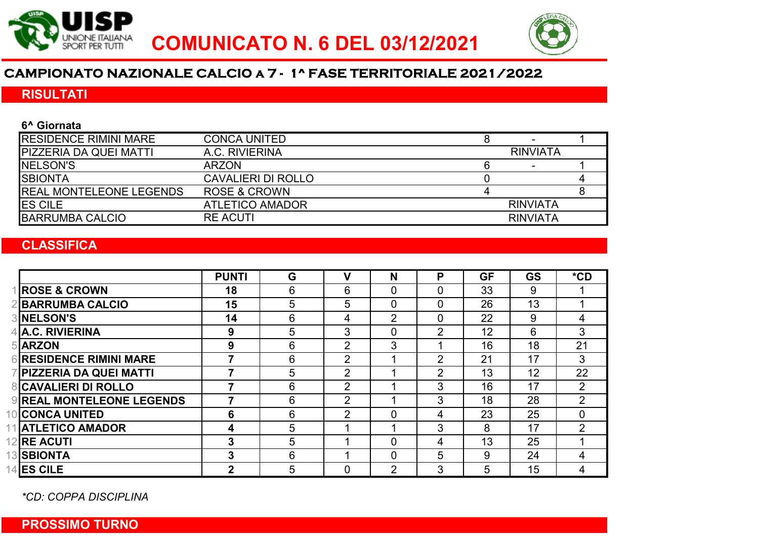# COMUNICATO N. 6 DEL 03/12/2021

## CAMPIONATO NAZIONALE CALCIO a 7 - 1^ FASE TERRITORIALE 2021/2022

## RISULTATI

**6^ Giornata**

| | | | | |
|---|---|---|---|---|
| RESIDENCE RIMINI MARE | CONCA UNITED | 8 | - | 1 |
| PIZZERIA DA QUEI MATTI | A.C. RIVIERINA | | RINVIATA | |
| NELSON'S | ARZON | 6 | - | 1 |
| SBIONTA | CAVALIERI DI ROLLO | 0 | | 4 |
| REAL MONTELEONE LEGENDS | ROSE & CROWN | 4 | | 8 |
| ES CILE | ATLETICO AMADOR | | RINVIATA | |
| BARRUMBA CALCIO | RE ACUTI | | RINVIATA | |

## CLASSIFICA

| | | PUNTI | G | V | N | P | GF | GS | *CD |
|---|---|---|---|---|---|---|---|---|---|
| 1 | **ROSE & CROWN** | **18** | 6 | 6 | 0 | 0 | 33 | 9 | 1 |
| 2 | **BARRUMBA CALCIO** | **15** | 5 | 5 | 0 | 0 | 26 | 13 | 1 |
| 3 | **NELSON'S** | **14** | 6 | 4 | 2 | 0 | 22 | 9 | 4 |
| 4 | **A.C. RIVIERINA** | **9** | 5 | 3 | 0 | 2 | 12 | 6 | 3 |
| 5 | **ARZON** | **9** | 6 | 2 | 3 | 1 | 16 | 18 | 21 |
| 6 | **RESIDENCE RIMINI MARE** | **7** | 6 | 2 | 1 | 2 | 21 | 17 | 3 |
| 7 | **PIZZERIA DA QUEI MATTI** | **7** | 5 | 2 | 1 | 2 | 13 | 12 | 22 |
| 8 | **CAVALIERI DI ROLLO** | **7** | 6 | 2 | 1 | 3 | 16 | 17 | 2 |
| 9 | **REAL MONTELEONE LEGENDS** | **7** | 6 | 2 | 1 | 3 | 18 | 28 | 2 |
| 10 | **CONCA UNITED** | **6** | 6 | 2 | 0 | 4 | 23 | 25 | 0 |
| 11 | **ATLETICO AMADOR** | **4** | 5 | 1 | 1 | 3 | 8 | 17 | 2 |
| 12 | **RE ACUTI** | **3** | 5 | 1 | 0 | 4 | 13 | 25 | 1 |
| 13 | **SBIONTA** | **3** | 6 | 1 | 0 | 5 | 9 | 24 | 4 |
| 14 | **ES CILE** | **2** | 5 | 0 | 2 | 3 | 5 | 15 | 4 |

*\*CD: COPPA DISCIPLINA*

## PROSSIMO TURNO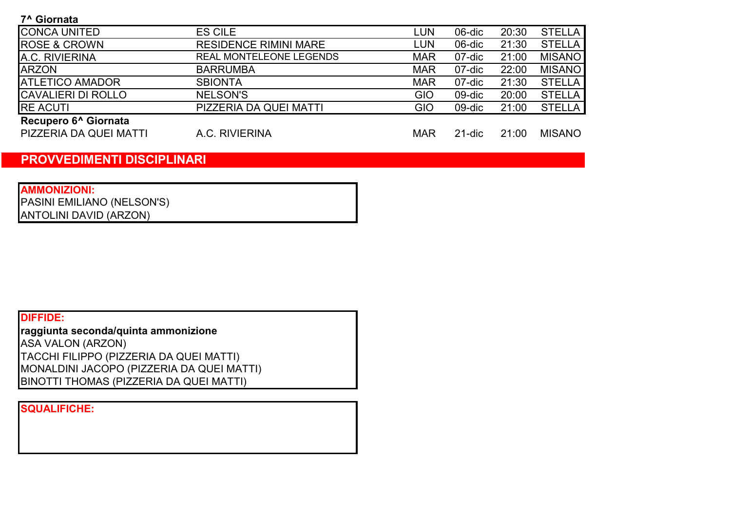**7^ Giornata**

| | | | | | |
|---|---|---|---|---|---|
| CONCA UNITED | ES CILE | LUN | 06-dic | 20:30 | STELLA |
| ROSE & CROWN | RESIDENCE RIMINI MARE | LUN | 06-dic | 21:30 | STELLA |
| A.C. RIVIERINA | REAL MONTELEONE LEGENDS | MAR | 07-dic | 21:00 | MISANO |
| ARZON | BARRUMBA | MAR | 07-dic | 22:00 | MISANO |
| ATLETICO AMADOR | SBIONTA | MAR | 07-dic | 21:30 | STELLA |
| CAVALIERI DI ROLLO | NELSON'S | GIO | 09-dic | 20:00 | STELLA |
| RE ACUTI | PIZZERIA DA QUEI MATTI | GIO | 09-dic | 21:00 | STELLA |

**Recupero 6^ Giornata**

| | | | | | |
|---|---|---|---|---|---|
| PIZZERIA DA QUEI MATTI | A.C. RIVIERINA | MAR | 21-dic | 21:00 | MISANO |

## PROVVEDIMENTI DISCIPLINARI

**AMMONIZIONI:**

PASINI EMILIANO (NELSON'S)
ANTOLINI DAVID (ARZON)

**DIFFIDE:**

**raggiunta seconda/quinta ammonizione**

ASA VALON (ARZON)
TACCHI FILIPPO (PIZZERIA DA QUEI MATTI)
MONALDINI JACOPO (PIZZERIA DA QUEI MATTI)
BINOTTI THOMAS (PIZZERIA DA QUEI MATTI)

**SQUALIFICHE:**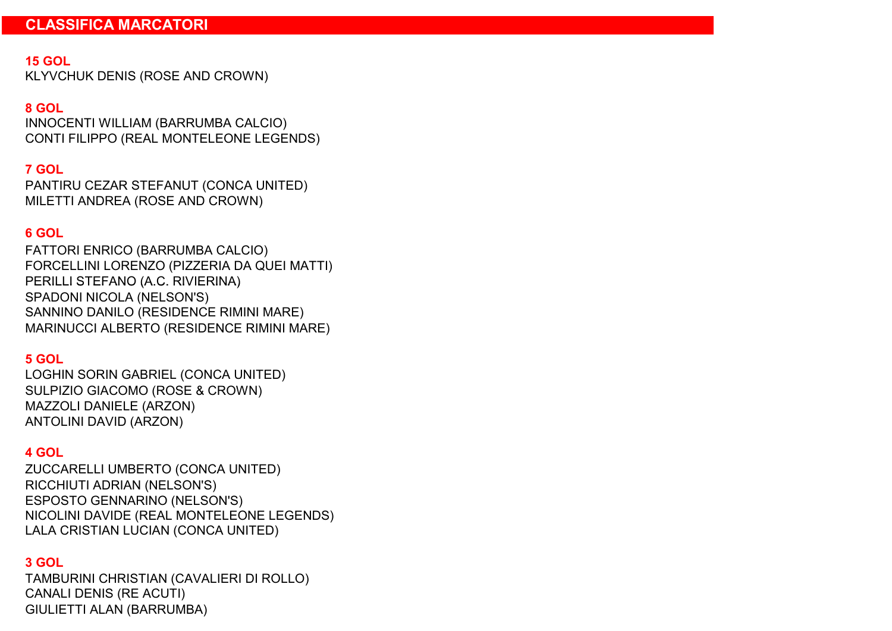# CLASSIFICA MARCATORI

**15 GOL**
KLYVCHUK DENIS (ROSE AND CROWN)

**8 GOL**
INNOCENTI WILLIAM (BARRUMBA CALCIO)
CONTI FILIPPO (REAL MONTELEONE LEGENDS)

**7 GOL**
PANTIRU CEZAR STEFANUT (CONCA UNITED)
MILETTI ANDREA (ROSE AND CROWN)

**6 GOL**
FATTORI ENRICO (BARRUMBA CALCIO)
FORCELLINI LORENZO (PIZZERIA DA QUEI MATTI)
PERILLI STEFANO (A.C. RIVIERINA)
SPADONI NICOLA (NELSON'S)
SANNINO DANILO (RESIDENCE RIMINI MARE)
MARINUCCI ALBERTO (RESIDENCE RIMINI MARE)

**5 GOL**
LOGHIN SORIN GABRIEL (CONCA UNITED)
SULPIZIO GIACOMO (ROSE & CROWN)
MAZZOLI DANIELE (ARZON)
ANTOLINI DAVID (ARZON)

**4 GOL**
ZUCCARELLI UMBERTO (CONCA UNITED)
RICCHIUTI ADRIAN (NELSON'S)
ESPOSTO GENNARINO (NELSON'S)
NICOLINI DAVIDE (REAL MONTELEONE LEGENDS)
LALA CRISTIAN LUCIAN (CONCA UNITED)

**3 GOL**
TAMBURINI CHRISTIAN (CAVALIERI DI ROLLO)
CANALI DENIS (RE ACUTI)
GIULIETTI ALAN (BARRUMBA)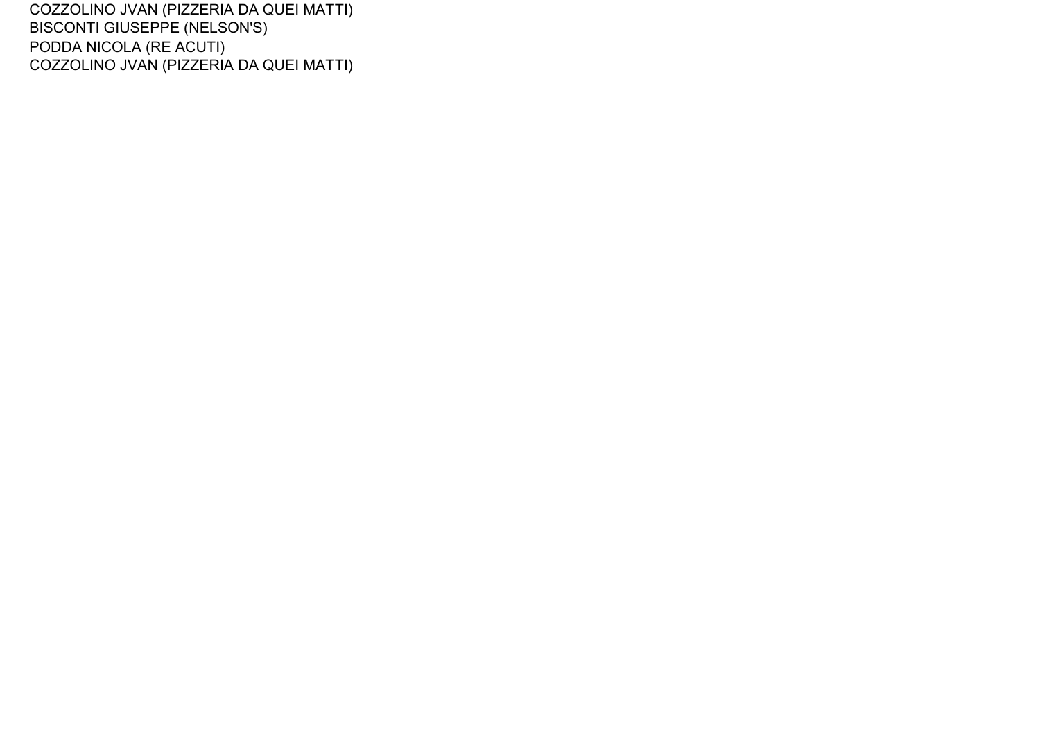COZZOLINO JVAN (PIZZERIA DA QUEI MATTI)
BISCONTI GIUSEPPE (NELSON'S)
PODDA NICOLA (RE ACUTI)
COZZOLINO JVAN (PIZZERIA DA QUEI MATTI)